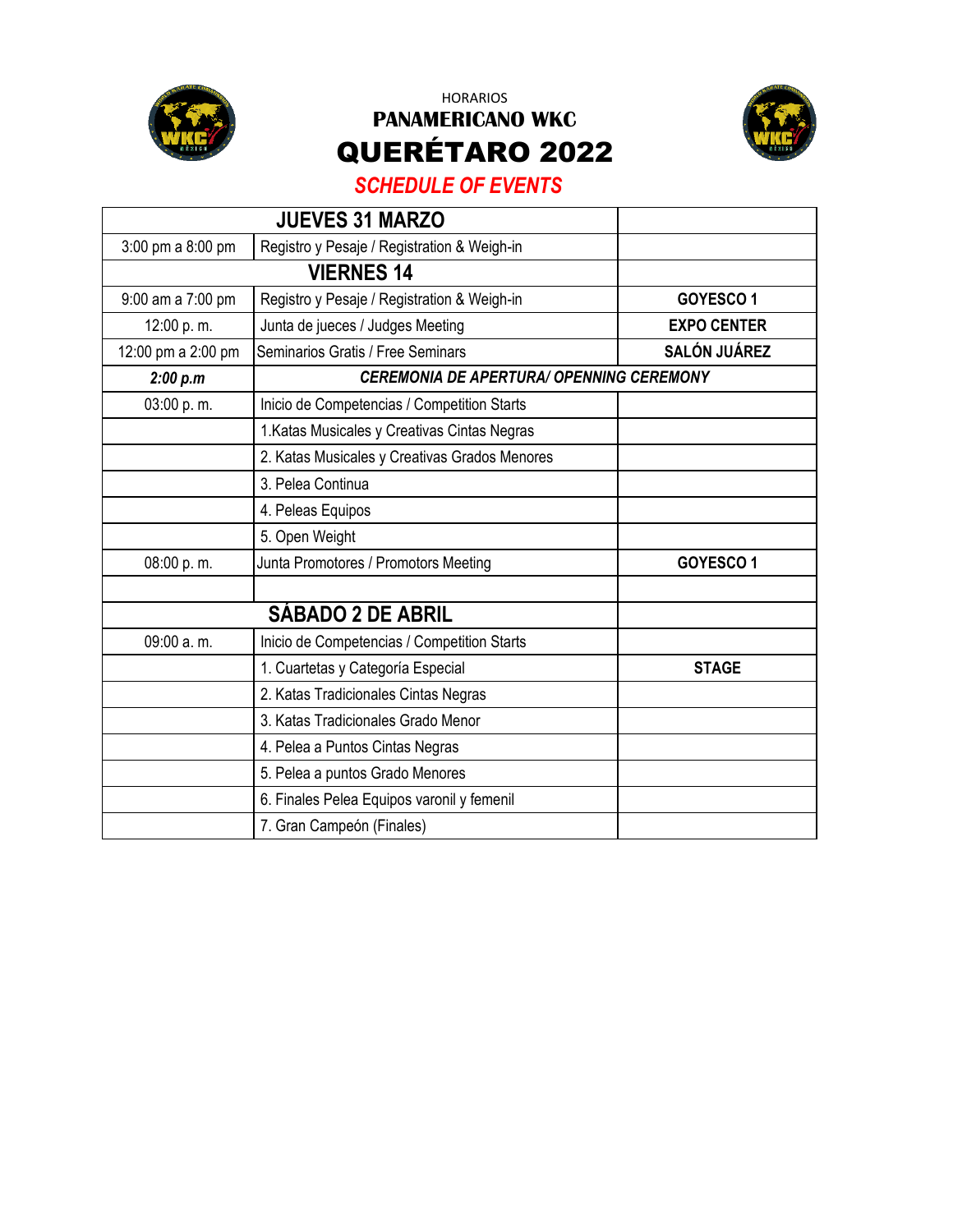HORARIOS

# PANAMERICANO WKC

# QUERÉTARO 2022

## *SCHEDULE OF EVENTS*

| JUEVES 31 MARZO | | |
|---|---|---|
| 3:00 pm a 8:00 pm | Registro y Pesaje / Registration & Weigh-in | |
| **VIERNES 14** | | |
| 9:00 am a 7:00 pm | Registro y Pesaje / Registration & Weigh-in | **GOYESCO 1** |
| 12:00 p. m. | Junta de jueces / Judges Meeting | **EXPO CENTER** |
| 12:00 pm a 2:00 pm | Seminarios Gratis / Free Seminars | **SALÓN JUÁREZ** |
| ***2:00 p.m*** | ***CEREMONIA DE APERTURA/ OPENNING CEREMONY*** | |
| 03:00 p. m. | Inicio de Competencias / Competition Starts | |
| | 1.Katas Musicales y Creativas Cintas Negras | |
| | 2. Katas Musicales y Creativas Grados Menores | |
| | 3. Pelea Continua | |
| | 4. Peleas Equipos | |
| | 5. Open Weight | |
| 08:00 p. m. | Junta Promotores / Promotors Meeting | **GOYESCO 1** |
| | | |
| **SÁBADO 2 DE ABRIL** | | |
| 09:00 a. m. | Inicio de Competencias / Competition Starts | |
| | 1. Cuartetas y Categoría Especial | **STAGE** |
| | 2. Katas Tradicionales Cintas Negras | |
| | 3. Katas Tradicionales Grado Menor | |
| | 4. Pelea a Puntos Cintas Negras | |
| | 5. Pelea a puntos Grado Menores | |
| | 6. Finales Pelea Equipos varonil y femenil | |
| | 7. Gran Campeón (Finales) | |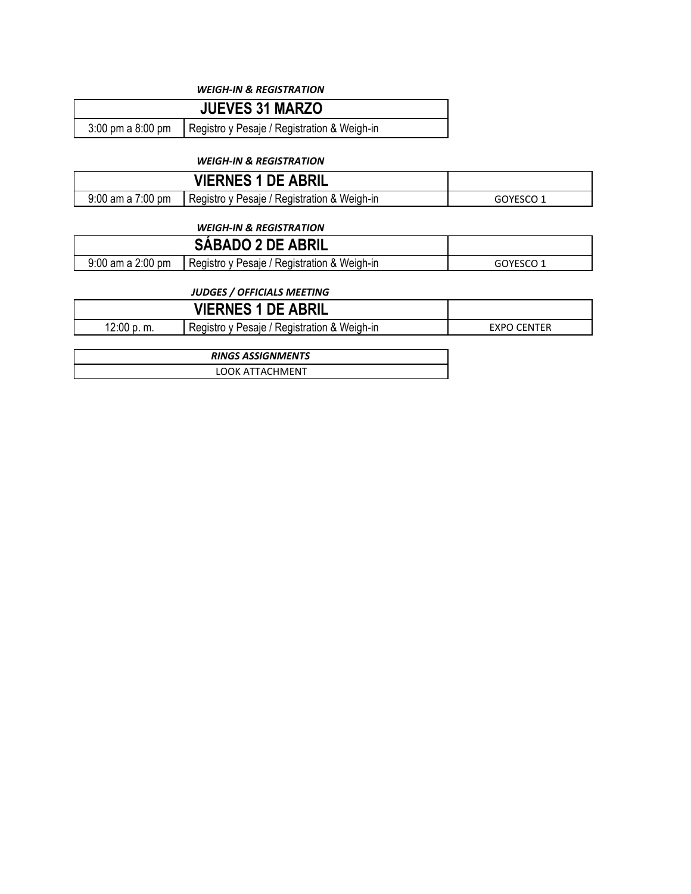***WEIGH-IN & REGISTRATION***

| JUEVES 31 MARZO | |
|---|---|
| 3:00 pm a 8:00 pm | Registro y Pesaje / Registration & Weigh-in |

***WEIGH-IN & REGISTRATION***

| VIERNES 1 DE ABRIL | | |
|---|---|---|
| 9:00 am a 7:00 pm | Registro y Pesaje / Registration & Weigh-in | GOYESCO 1 |

***WEIGH-IN & REGISTRATION***

| SÁBADO 2 DE ABRIL | | |
|---|---|---|
| 9:00 am a 2:00 pm | Registro y Pesaje / Registration & Weigh-in | GOYESCO 1 |

***JUDGES / OFFICIALS MEETING***

| VIERNES 1 DE ABRIL | | |
|---|---|---|
| 12:00 p. m. | Registro y Pesaje / Registration & Weigh-in | EXPO CENTER |

| ***RINGS ASSIGNMENTS*** |
|---|
| LOOK ATTACHMENT |